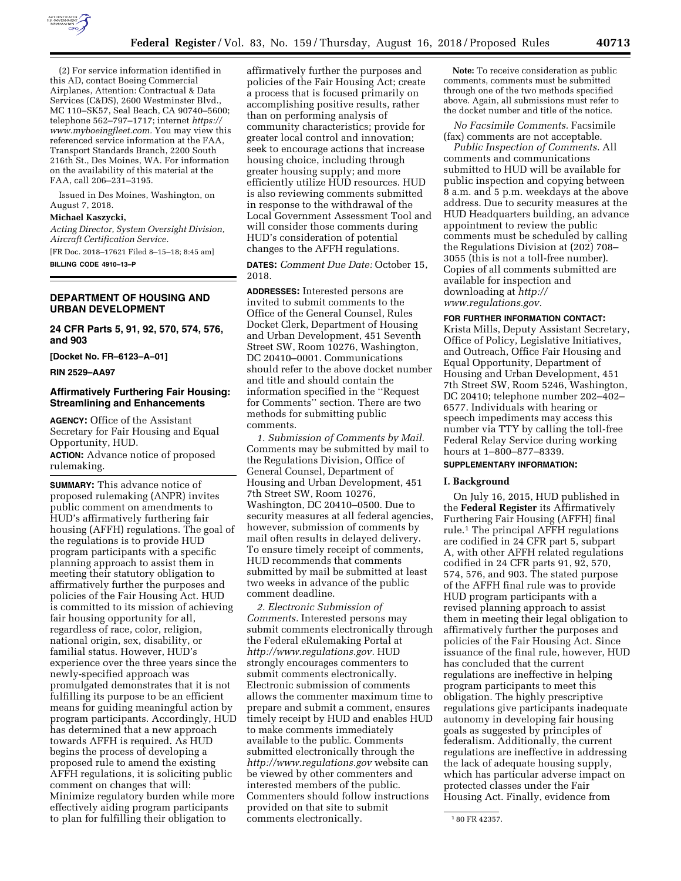(2) For service information identified in this AD, contact Boeing Commercial Airplanes, Attention: Contractual & Data Services (C&DS), 2600 Westminster Blvd., MC 110–SK57, Seal Beach, CA 90740–5600; telephone 562–797–1717; internet *https://www.myboeingfleet.com.* You may view this referenced service information at the FAA, Transport Standards Branch, 2200 South 216th St., Des Moines, WA. For information on the availability of this material at the FAA, call 206–231–3195.

Issued in Des Moines, Washington, on August 7, 2018.

**Michael Kaszycki,**

*Acting Director, System Oversight Division, Aircraft Certification Service.*

[FR Doc. 2018–17621 Filed 8–15–18; 8:45 am]

**BILLING CODE 4910–13–P**

## DEPARTMENT OF HOUSING AND URBAN DEVELOPMENT

### 24 CFR Parts 5, 91, 92, 570, 574, 576, and 903

**[Docket No. FR–6123–A–01]**

**RIN 2529–AA97**

### Affirmatively Furthering Fair Housing: Streamlining and Enhancements

**AGENCY:** Office of the Assistant Secretary for Fair Housing and Equal Opportunity, HUD.

**ACTION:** Advance notice of proposed rulemaking.

**SUMMARY:** This advance notice of proposed rulemaking (ANPR) invites public comment on amendments to HUD's affirmatively furthering fair housing (AFFH) regulations. The goal of the regulations is to provide HUD program participants with a specific planning approach to assist them in meeting their statutory obligation to affirmatively further the purposes and policies of the Fair Housing Act. HUD is committed to its mission of achieving fair housing opportunity for all, regardless of race, color, religion, national origin, sex, disability, or familial status. However, HUD's experience over the three years since the newly-specified approach was promulgated demonstrates that it is not fulfilling its purpose to be an efficient means for guiding meaningful action by program participants. Accordingly, HUD has determined that a new approach towards AFFH is required. As HUD begins the process of developing a proposed rule to amend the existing AFFH regulations, it is soliciting public comment on changes that will: Minimize regulatory burden while more effectively aiding program participants to plan for fulfilling their obligation to affirmatively further the purposes and policies of the Fair Housing Act; create a process that is focused primarily on accomplishing positive results, rather than on performing analysis of community characteristics; provide for greater local control and innovation; seek to encourage actions that increase housing choice, including through greater housing supply; and more efficiently utilize HUD resources. HUD is also reviewing comments submitted in response to the withdrawal of the Local Government Assessment Tool and will consider those comments during HUD's consideration of potential changes to the AFFH regulations.

**DATES:** *Comment Due Date:* October 15, 2018.

**ADDRESSES:** Interested persons are invited to submit comments to the Office of the General Counsel, Rules Docket Clerk, Department of Housing and Urban Development, 451 Seventh Street SW, Room 10276, Washington, DC 20410–0001. Communications should refer to the above docket number and title and should contain the information specified in the "Request for Comments" section. There are two methods for submitting public comments.

*1. Submission of Comments by Mail.* Comments may be submitted by mail to the Regulations Division, Office of General Counsel, Department of Housing and Urban Development, 451 7th Street SW, Room 10276, Washington, DC 20410–0500. Due to security measures at all federal agencies, however, submission of comments by mail often results in delayed delivery. To ensure timely receipt of comments, HUD recommends that comments submitted by mail be submitted at least two weeks in advance of the public comment deadline.

*2. Electronic Submission of Comments.* Interested persons may submit comments electronically through the Federal eRulemaking Portal at *http://www.regulations.gov.* HUD strongly encourages commenters to submit comments electronically. Electronic submission of comments allows the commenter maximum time to prepare and submit a comment, ensures timely receipt by HUD and enables HUD to make comments immediately available to the public. Comments submitted electronically through the *http://www.regulations.gov* website can be viewed by other commenters and interested members of the public. Commenters should follow instructions provided on that site to submit comments electronically.

**Note:** To receive consideration as public comments, comments must be submitted through one of the two methods specified above. Again, all submissions must refer to the docket number and title of the notice.

*No Facsimile Comments.* Facsimile (fax) comments are not acceptable.

*Public Inspection of Comments.* All comments and communications submitted to HUD will be available for public inspection and copying between 8 a.m. and 5 p.m. weekdays at the above address. Due to security measures at the HUD Headquarters building, an advance appointment to review the public comments must be scheduled by calling the Regulations Division at (202) 708–3055 (this is not a toll-free number). Copies of all comments submitted are available for inspection and downloading at *http://www.regulations.gov.*

**FOR FURTHER INFORMATION CONTACT:** Krista Mills, Deputy Assistant Secretary, Office of Policy, Legislative Initiatives, and Outreach, Office Fair Housing and Equal Opportunity, Department of Housing and Urban Development, 451 7th Street SW, Room 5246, Washington, DC 20410; telephone number 202–402–6577. Individuals with hearing or speech impediments may access this number via TTY by calling the toll-free Federal Relay Service during working hours at 1–800–877–8339.

**SUPPLEMENTARY INFORMATION:**

**I. Background**

On July 16, 2015, HUD published in the **Federal Register** its Affirmatively Furthering Fair Housing (AFFH) final rule.[1] The principal AFFH regulations are codified in 24 CFR part 5, subpart A, with other AFFH related regulations codified in 24 CFR parts 91, 92, 570, 574, 576, and 903. The stated purpose of the AFFH final rule was to provide HUD program participants with a revised planning approach to assist them in meeting their legal obligation to affirmatively further the purposes and policies of the Fair Housing Act. Since issuance of the final rule, however, HUD has concluded that the current regulations are ineffective in helping program participants to meet this obligation. The highly prescriptive regulations give participants inadequate autonomy in developing fair housing goals as suggested by principles of federalism. Additionally, the current regulations are ineffective in addressing the lack of adequate housing supply, which has particular adverse impact on protected classes under the Fair Housing Act. Finally, evidence from

[1] 80 FR 42357.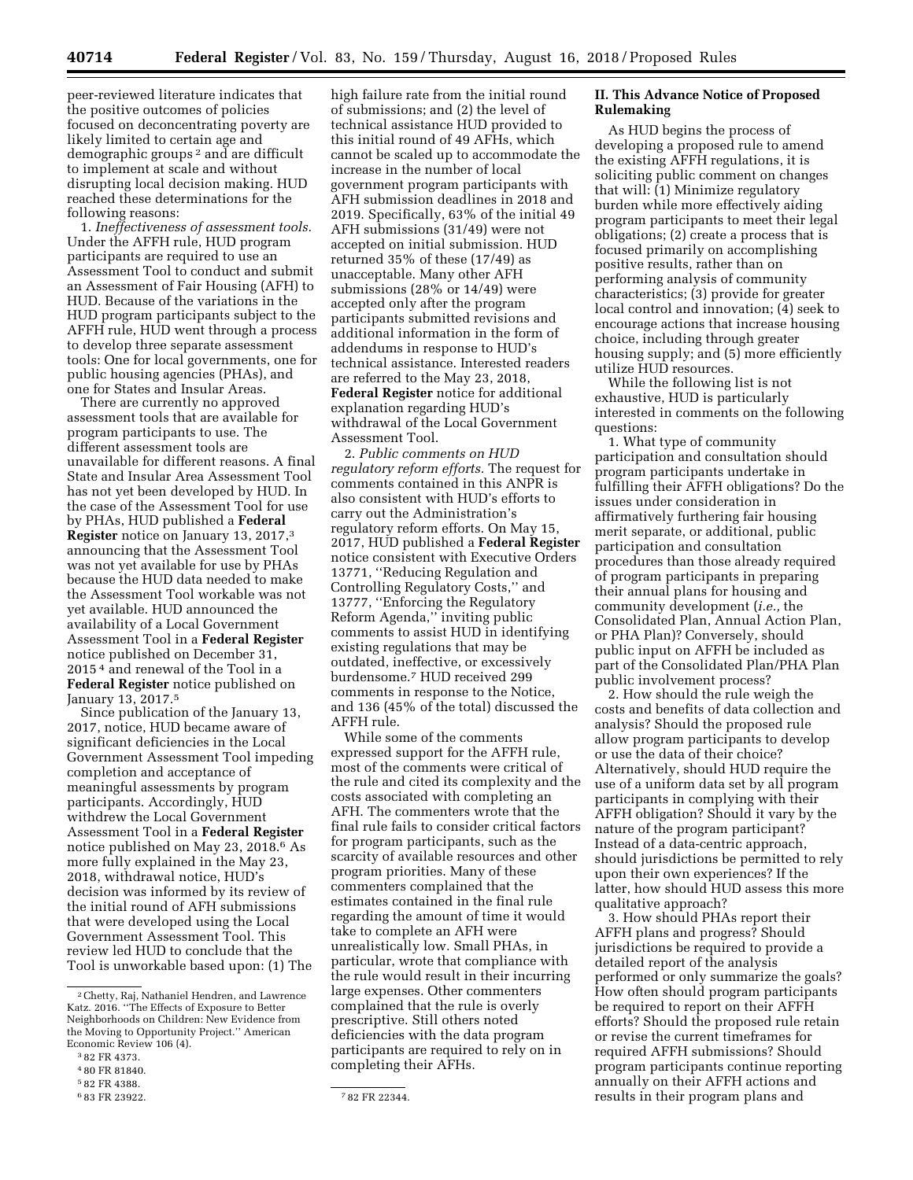peer-reviewed literature indicates that the positive outcomes of policies focused on deconcentrating poverty are likely limited to certain age and demographic groups [2] and are difficult to implement at scale and without disrupting local decision making. HUD reached these determinations for the following reasons:

1. *Ineffectiveness of assessment tools.* Under the AFFH rule, HUD program participants are required to use an Assessment Tool to conduct and submit an Assessment of Fair Housing (AFH) to HUD. Because of the variations in the HUD program participants subject to the AFFH rule, HUD went through a process to develop three separate assessment tools: One for local governments, one for public housing agencies (PHAs), and one for States and Insular Areas.

There are currently no approved assessment tools that are available for program participants to use. The different assessment tools are unavailable for different reasons. A final State and Insular Area Assessment Tool has not yet been developed by HUD. In the case of the Assessment Tool for use by PHAs, HUD published a **Federal Register** notice on January 13, 2017,[3] announcing that the Assessment Tool was not yet available for use by PHAs because the HUD data needed to make the Assessment Tool workable was not yet available. HUD announced the availability of a Local Government Assessment Tool in a **Federal Register** notice published on December 31, 2015 [4] and renewal of the Tool in a **Federal Register** notice published on January 13, 2017.[5]

Since publication of the January 13, 2017, notice, HUD became aware of significant deficiencies in the Local Government Assessment Tool impeding completion and acceptance of meaningful assessments by program participants. Accordingly, HUD withdrew the Local Government Assessment Tool in a **Federal Register** notice published on May 23, 2018.[6] As more fully explained in the May 23, 2018, withdrawal notice, HUD's decision was informed by its review of the initial round of AFH submissions that were developed using the Local Government Assessment Tool. This review led HUD to conclude that the Tool is unworkable based upon: (1) The high failure rate from the initial round of submissions; and (2) the level of technical assistance HUD provided to this initial round of 49 AFHs, which cannot be scaled up to accommodate the increase in the number of local government program participants with AFH submission deadlines in 2018 and 2019. Specifically, 63% of the initial 49 AFH submissions (31/49) were not accepted on initial submission. HUD returned 35% of these (17/49) as unacceptable. Many other AFH submissions (28% or 14/49) were accepted only after the program participants submitted revisions and additional information in the form of addendums in response to HUD's technical assistance. Interested readers are referred to the May 23, 2018, **Federal Register** notice for additional explanation regarding HUD's withdrawal of the Local Government Assessment Tool.

2. *Public comments on HUD regulatory reform efforts.* The request for comments contained in this ANPR is also consistent with HUD's efforts to carry out the Administration's regulatory reform efforts. On May 15, 2017, HUD published a **Federal Register** notice consistent with Executive Orders 13771, "Reducing Regulation and Controlling Regulatory Costs," and 13777, "Enforcing the Regulatory Reform Agenda," inviting public comments to assist HUD in identifying existing regulations that may be outdated, ineffective, or excessively burdensome.[7] HUD received 299 comments in response to the Notice, and 136 (45% of the total) discussed the AFFH rule.

While some of the comments expressed support for the AFFH rule, most of the comments were critical of the rule and cited its complexity and the costs associated with completing an AFH. The commenters wrote that the final rule fails to consider critical factors for program participants, such as the scarcity of available resources and other program priorities. Many of these commenters complained that the estimates contained in the final rule regarding the amount of time it would take to complete an AFH were unrealistically low. Small PHAs, in particular, wrote that compliance with the rule would result in their incurring large expenses. Other commenters complained that the rule is overly prescriptive. Still others noted deficiencies with the data program participants are required to rely on in completing their AFHs.

## II. This Advance Notice of Proposed Rulemaking

As HUD begins the process of developing a proposed rule to amend the existing AFFH regulations, it is soliciting public comment on changes that will: (1) Minimize regulatory burden while more effectively aiding program participants to meet their legal obligations; (2) create a process that is focused primarily on accomplishing positive results, rather than on performing analysis of community characteristics; (3) provide for greater local control and innovation; (4) seek to encourage actions that increase housing choice, including through greater housing supply; and (5) more efficiently utilize HUD resources.

While the following list is not exhaustive, HUD is particularly interested in comments on the following questions:

1. What type of community participation and consultation should program participants undertake in fulfilling their AFFH obligations? Do the issues under consideration in affirmatively furthering fair housing merit separate, or additional, public participation and consultation procedures than those already required of program participants in preparing their annual plans for housing and community development (*i.e.,* the Consolidated Plan, Annual Action Plan, or PHA Plan)? Conversely, should public input on AFFH be included as part of the Consolidated Plan/PHA Plan public involvement process?

2. How should the rule weigh the costs and benefits of data collection and analysis? Should the proposed rule allow program participants to develop or use the data of their choice? Alternatively, should HUD require the use of a uniform data set by all program participants in complying with their AFFH obligation? Should it vary by the nature of the program participant? Instead of a data-centric approach, should jurisdictions be permitted to rely upon their own experiences? If the latter, how should HUD assess this more qualitative approach?

3. How should PHAs report their AFFH plans and progress? Should jurisdictions be required to provide a detailed report of the analysis performed or only summarize the goals? How often should program participants be required to report on their AFFH efforts? Should the proposed rule retain or revise the current timeframes for required AFFH submissions? Should program participants continue reporting annually on their AFFH actions and results in their program plans and

---

[2] Chetty, Raj, Nathaniel Hendren, and Lawrence Katz. 2016. "The Effects of Exposure to Better Neighborhoods on Children: New Evidence from the Moving to Opportunity Project." American Economic Review 106 (4).

[3] 82 FR 4373.

[4] 80 FR 81840.

[5] 82 FR 4388.

[6] 83 FR 23922.

[7] 82 FR 22344.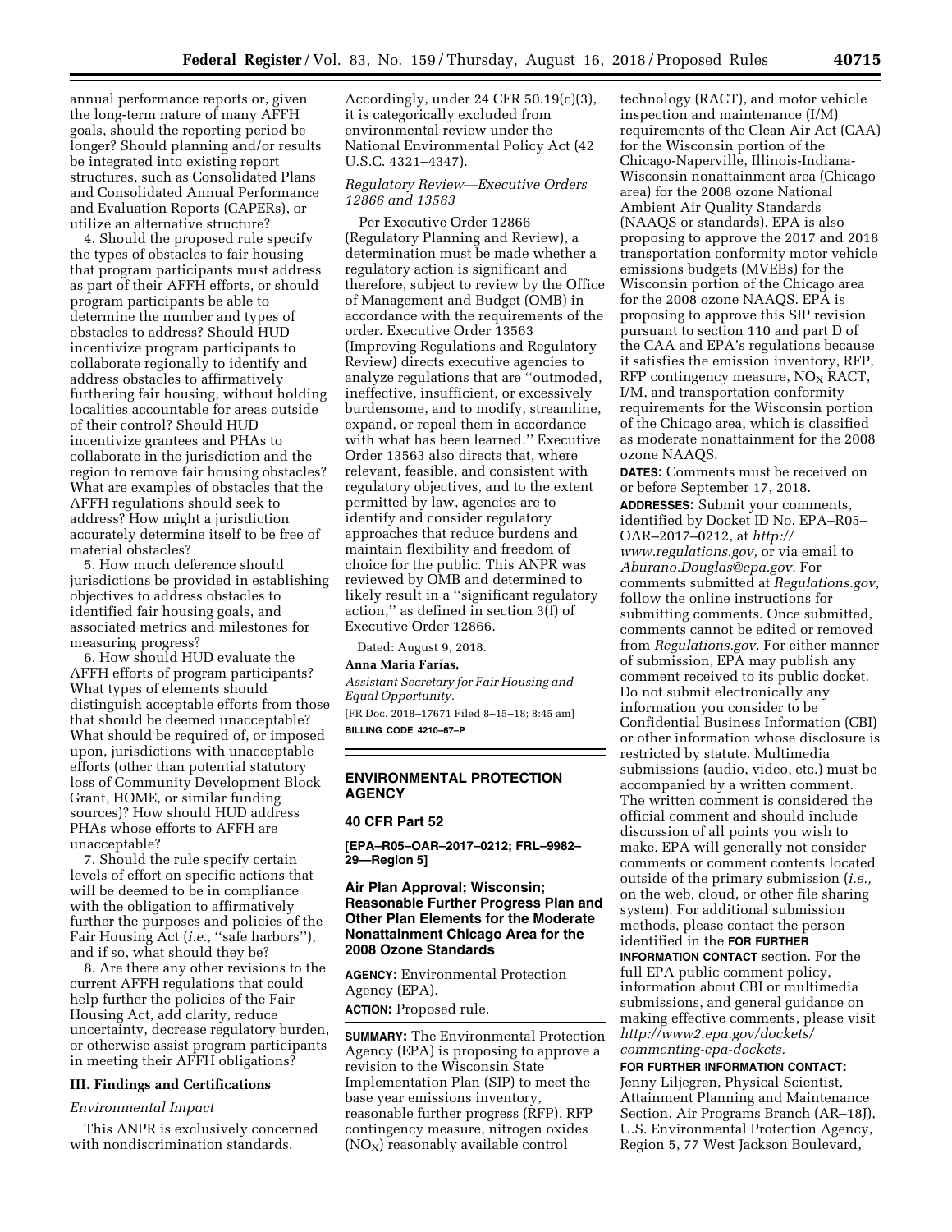annual performance reports or, given the long-term nature of many AFFH goals, should the reporting period be longer? Should planning and/or results be integrated into existing report structures, such as Consolidated Plans and Consolidated Annual Performance and Evaluation Reports (CAPERs), or utilize an alternative structure?

4. Should the proposed rule specify the types of obstacles to fair housing that program participants must address as part of their AFFH efforts, or should program participants be able to determine the number and types of obstacles to address? Should HUD incentivize program participants to collaborate regionally to identify and address obstacles to affirmatively furthering fair housing, without holding localities accountable for areas outside of their control? Should HUD incentivize grantees and PHAs to collaborate in the jurisdiction and the region to remove fair housing obstacles? What are examples of obstacles that the AFFH regulations should seek to address? How might a jurisdiction accurately determine itself to be free of material obstacles?

5. How much deference should jurisdictions be provided in establishing objectives to address obstacles to identified fair housing goals, and associated metrics and milestones for measuring progress?

6. How should HUD evaluate the AFFH efforts of program participants? What types of elements should distinguish acceptable efforts from those that should be deemed unacceptable? What should be required of, or imposed upon, jurisdictions with unacceptable efforts (other than potential statutory loss of Community Development Block Grant, HOME, or similar funding sources)? How should HUD address PHAs whose efforts to AFFH are unacceptable?

7. Should the rule specify certain levels of effort on specific actions that will be deemed to be in compliance with the obligation to affirmatively further the purposes and policies of the Fair Housing Act (*i.e.,* ''safe harbors''), and if so, what should they be?

8. Are there any other revisions to the current AFFH regulations that could help further the policies of the Fair Housing Act, add clarity, reduce uncertainty, decrease regulatory burden, or otherwise assist program participants in meeting their AFFH obligations?

## III. Findings and Certifications

*Environmental Impact*

This ANPR is exclusively concerned with nondiscrimination standards. Accordingly, under 24 CFR 50.19(c)(3), it is categorically excluded from environmental review under the National Environmental Policy Act (42 U.S.C. 4321–4347).

*Regulatory Review—Executive Orders 12866 and 13563*

Per Executive Order 12866 (Regulatory Planning and Review), a determination must be made whether a regulatory action is significant and therefore, subject to review by the Office of Management and Budget (OMB) in accordance with the requirements of the order. Executive Order 13563 (Improving Regulations and Regulatory Review) directs executive agencies to analyze regulations that are ''outmoded, ineffective, insufficient, or excessively burdensome, and to modify, streamline, expand, or repeal them in accordance with what has been learned.'' Executive Order 13563 also directs that, where relevant, feasible, and consistent with regulatory objectives, and to the extent permitted by law, agencies are to identify and consider regulatory approaches that reduce burdens and maintain flexibility and freedom of choice for the public. This ANPR was reviewed by OMB and determined to likely result in a ''significant regulatory action,'' as defined in section 3(f) of Executive Order 12866.

Dated: August 9, 2018.

**Anna Maria Farías,**

*Assistant Secretary for Fair Housing and Equal Opportunity.*

[FR Doc. 2018–17671 Filed 8–15–18; 8:45 am]

**BILLING CODE 4210–67–P**

---

## ENVIRONMENTAL PROTECTION AGENCY

### 40 CFR Part 52

**[EPA–R05–OAR–2017–0212; FRL–9982–29—Region 5]**

### Air Plan Approval; Wisconsin; Reasonable Further Progress Plan and Other Plan Elements for the Moderate Nonattainment Chicago Area for the 2008 Ozone Standards

**AGENCY:** Environmental Protection Agency (EPA).

**ACTION:** Proposed rule.

**SUMMARY:** The Environmental Protection Agency (EPA) is proposing to approve a revision to the Wisconsin State Implementation Plan (SIP) to meet the base year emissions inventory, reasonable further progress (RFP), RFP contingency measure, nitrogen oxides ($NO_X$) reasonably available control technology (RACT), and motor vehicle inspection and maintenance (I/M) requirements of the Clean Air Act (CAA) for the Wisconsin portion of the Chicago-Naperville, Illinois-Indiana-Wisconsin nonattainment area (Chicago area) for the 2008 ozone National Ambient Air Quality Standards (NAAQS or standards). EPA is also proposing to approve the 2017 and 2018 transportation conformity motor vehicle emissions budgets (MVEBs) for the Wisconsin portion of the Chicago area for the 2008 ozone NAAQS. EPA is proposing to approve this SIP revision pursuant to section 110 and part D of the CAA and EPA's regulations because it satisfies the emission inventory, RFP, RFP contingency measure, $NO_X$ RACT, I/M, and transportation conformity requirements for the Wisconsin portion of the Chicago area, which is classified as moderate nonattainment for the 2008 ozone NAAQS.

**DATES:** Comments must be received on or before September 17, 2018.

**ADDRESSES:** Submit your comments, identified by Docket ID No. EPA–R05–OAR–2017–0212, at *http://www.regulations.gov,* or via email to *Aburano.Douglas@epa.gov.* For comments submitted at *Regulations.gov*, follow the online instructions for submitting comments. Once submitted, comments cannot be edited or removed from *Regulations.gov*. For either manner of submission, EPA may publish any comment received to its public docket. Do not submit electronically any information you consider to be Confidential Business Information (CBI) or other information whose disclosure is restricted by statute. Multimedia submissions (audio, video, etc.) must be accompanied by a written comment. The written comment is considered the official comment and should include discussion of all points you wish to make. EPA will generally not consider comments or comment contents located outside of the primary submission (*i.e.,* on the web, cloud, or other file sharing system). For additional submission methods, please contact the person identified in the **FOR FURTHER INFORMATION CONTACT** section. For the full EPA public comment policy, information about CBI or multimedia submissions, and general guidance on making effective comments, please visit *http://www2.epa.gov/dockets/commenting-epa-dockets.*

**FOR FURTHER INFORMATION CONTACT:** Jenny Liljegren, Physical Scientist, Attainment Planning and Maintenance Section, Air Programs Branch (AR–18J), U.S. Environmental Protection Agency, Region 5, 77 West Jackson Boulevard,